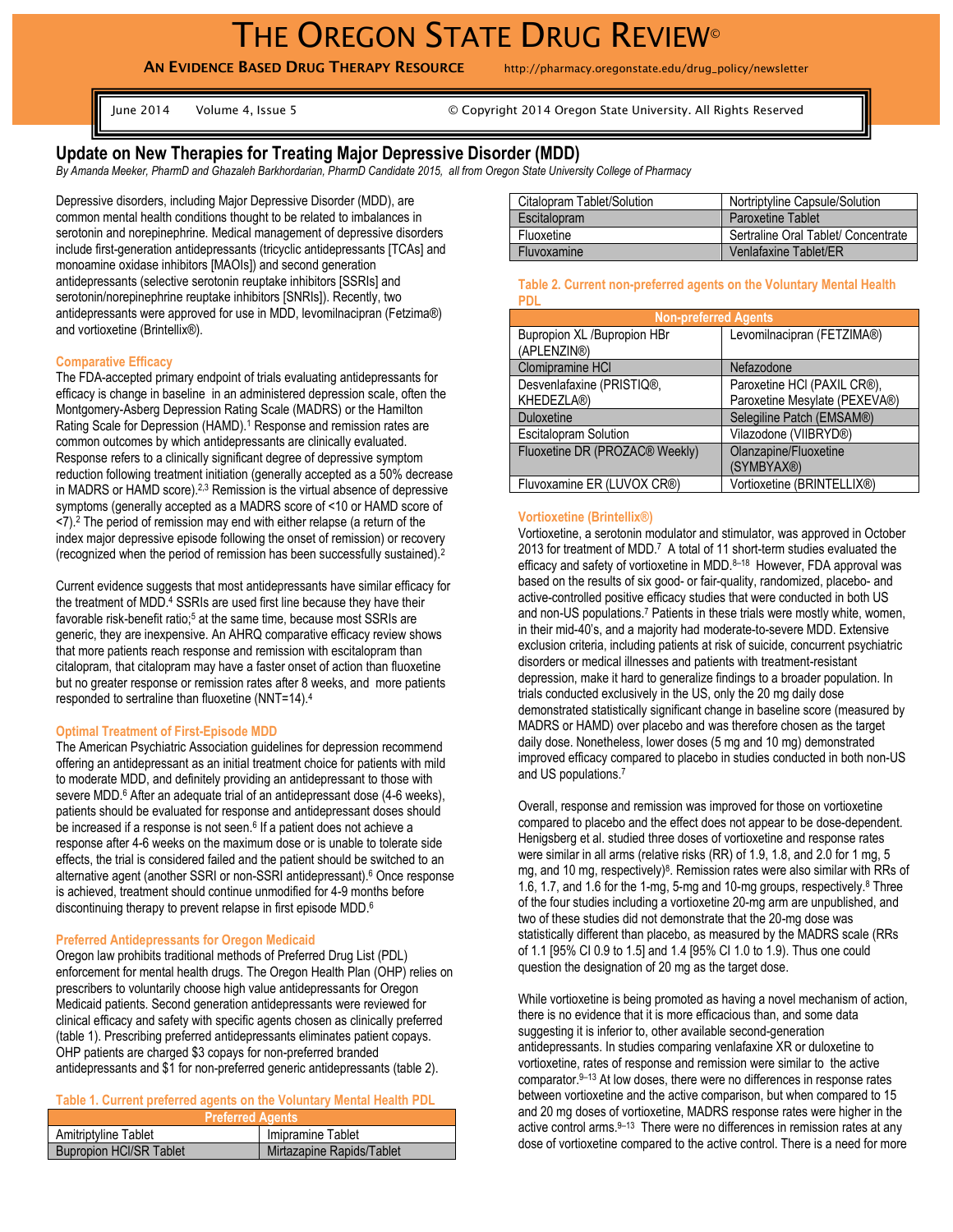# THE OREGON STATE DRUG REVIEW©

**AN EVIDENCE BASED DRUG THERAPY RESOURCE** http://pharmacy.oregonstate.edu/drug_policy/newsletter

June 2014 Volume 4, Issue 5 © Copyright 2014 Oregon State University. All Rights Reserved

## Update on New Therapies for Treating Major Depressive Disorder (MDD)

*By Amanda Meeker, PharmD and Ghazaleh Barkhordarian, PharmD Candidate 2015, all from Oregon State University College of Pharmacy*

Depressive disorders, including Major Depressive Disorder (MDD), are common mental health conditions thought to be related to imbalances in serotonin and norepinephrine. Medical management of depressive disorders include first-generation antidepressants (tricyclic antidepressants [TCAs] and monoamine oxidase inhibitors [MAOIs]) and second generation antidepressants (selective serotonin reuptake inhibitors [SSRIs] and serotonin/norepinephrine reuptake inhibitors [SNRIs]). Recently, two antidepressants were approved for use in MDD, levomilnacipran (Fetzima®) and vortioxetine (Brintellix®).

### Comparative Efficacy

The FDA-accepted primary endpoint of trials evaluating antidepressants for efficacy is change in baseline in an administered depression scale, often the Montgomery-Asberg Depression Rating Scale (MADRS) or the Hamilton Rating Scale for Depression (HAMD).[1] Response and remission rates are common outcomes by which antidepressants are clinically evaluated. Response refers to a clinically significant degree of depressive symptom reduction following treatment initiation (generally accepted as a 50% decrease in MADRS or HAMD score).[2,3] Remission is the virtual absence of depressive symptoms (generally accepted as a MADRS score of <10 or HAMD score of <7).[2] The period of remission may end with either relapse (a return of the index major depressive episode following the onset of remission) or recovery (recognized when the period of remission has been successfully sustained).[2]

Current evidence suggests that most antidepressants have similar efficacy for the treatment of MDD.[4] SSRIs are used first line because they have their favorable risk-benefit ratio;[5] at the same time, because most SSRIs are generic, they are inexpensive. An AHRQ comparative efficacy review shows that more patients reach response and remission with escitalopram than citalopram, that citalopram may have a faster onset of action than fluoxetine but no greater response or remission rates after 8 weeks, and more patients responded to sertraline than fluoxetine (NNT=14).[4]

### Optimal Treatment of First-Episode MDD

The American Psychiatric Association guidelines for depression recommend offering an antidepressant as an initial treatment choice for patients with mild to moderate MDD, and definitely providing an antidepressant to those with severe MDD.[6] After an adequate trial of an antidepressant dose (4-6 weeks), patients should be evaluated for response and antidepressant doses should be increased if a response is not seen.[6] If a patient does not achieve a response after 4-6 weeks on the maximum dose or is unable to tolerate side effects, the trial is considered failed and the patient should be switched to an alternative agent (another SSRI or non-SSRI antidepressant).[6] Once response is achieved, treatment should continue unmodified for 4-9 months before discontinuing therapy to prevent relapse in first episode MDD.[6]

### Preferred Antidepressants for Oregon Medicaid

Oregon law prohibits traditional methods of Preferred Drug List (PDL) enforcement for mental health drugs. The Oregon Health Plan (OHP) relies on prescribers to voluntarily choose high value antidepressants for Oregon Medicaid patients. Second generation antidepressants were reviewed for clinical efficacy and safety with specific agents chosen as clinically preferred (table 1). Prescribing preferred antidepressants eliminates patient copays. OHP patients are charged $3 copays for non-preferred branded antidepressants and $1 for non-preferred generic antidepressants (table 2).

**Table 1. Current preferred agents on the Voluntary Mental Health PDL**

| Preferred Agents | |
|---|---|
| Amitriptyline Tablet | Imipramine Tablet |
| Bupropion HCl/SR Tablet | Mirtazapine Rapids/Tablet |
| Citalopram Tablet/Solution | Nortriptyline Capsule/Solution |
| Escitalopram | Paroxetine Tablet |
| Fluoxetine | Sertraline Oral Tablet/ Concentrate |
| Fluvoxamine | Venlafaxine Tablet/ER |

**Table 2. Current non-preferred agents on the Voluntary Mental Health PDL**

| Non-preferred Agents | |
|---|---|
| Bupropion XL /Bupropion HBr (APLENZIN®) | Levomilnacipran (FETZIMA®) |
| Clomipramine HCl | Nefazodone |
| Desvenlafaxine (PRISTIQ®, KHEDEZLA®) | Paroxetine HCl (PAXIL CR®), Paroxetine Mesylate (PEXEVA®) |
| Duloxetine | Selegiline Patch (EMSAM®) |
| Escitalopram Solution | Vilazodone (VIIBRYD®) |
| Fluoxetine DR (PROZAC® Weekly) | Olanzapine/Fluoxetine (SYMBYAX®) |
| Fluvoxamine ER (LUVOX CR®) | Vortioxetine (BRINTELLIX®) |

### Vortioxetine (Brintellix®)

Vortioxetine, a serotonin modulator and stimulator, was approved in October 2013 for treatment of MDD.[7] A total of 11 short-term studies evaluated the efficacy and safety of vortioxetine in MDD.[8–18] However, FDA approval was based on the results of six good- or fair-quality, randomized, placebo- and active-controlled positive efficacy studies that were conducted in both US and non-US populations.[7] Patients in these trials were mostly white, women, in their mid-40's, and a majority had moderate-to-severe MDD. Extensive exclusion criteria, including patients at risk of suicide, concurrent psychiatric disorders or medical illnesses and patients with treatment-resistant depression, make it hard to generalize findings to a broader population. In trials conducted exclusively in the US, only the 20 mg daily dose demonstrated statistically significant change in baseline score (measured by MADRS or HAMD) over placebo and was therefore chosen as the target daily dose. Nonetheless, lower doses (5 mg and 10 mg) demonstrated improved efficacy compared to placebo in studies conducted in both non-US and US populations.[7]

Overall, response and remission was improved for those on vortioxetine compared to placebo and the effect does not appear to be dose-dependent. Henigsberg et al. studied three doses of vortioxetine and response rates were similar in all arms (relative risks (RR) of 1.9, 1.8, and 2.0 for 1 mg, 5 mg, and 10 mg, respectively)[8]. Remission rates were also similar with RRs of 1.6, 1.7, and 1.6 for the 1-mg, 5-mg and 10-mg groups, respectively.[8] Three of the four studies including a vortioxetine 20-mg arm are unpublished, and two of these studies did not demonstrate that the 20-mg dose was statistically different than placebo, as measured by the MADRS scale (RRs of 1.1 [95% CI 0.9 to 1.5] and 1.4 [95% CI 1.0 to 1.9). Thus one could question the designation of 20 mg as the target dose.

While vortioxetine is being promoted as having a novel mechanism of action, there is no evidence that it is more efficacious than, and some data suggesting it is inferior to, other available second-generation antidepressants. In studies comparing venlafaxine XR or duloxetine to vortioxetine, rates of response and remission were similar to the active comparator.[9–13] At low doses, there were no differences in response rates between vortioxetine and the active comparison, but when compared to 15 and 20 mg doses of vortioxetine, MADRS response rates were higher in the active control arms.[9–13] There were no differences in remission rates at any dose of vortioxetine compared to the active control. There is a need for more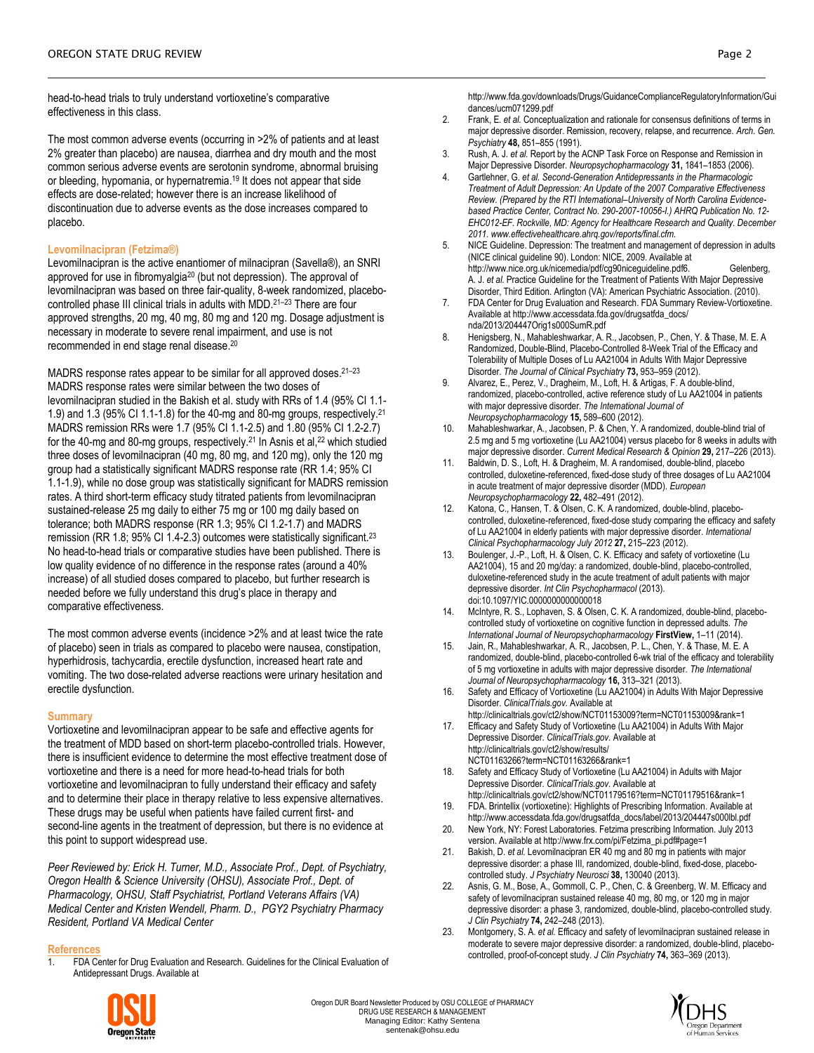head-to-head trials to truly understand vortioxetine's comparative effectiveness in this class.

The most common adverse events (occurring in >2% of patients and at least 2% greater than placebo) are nausea, diarrhea and dry mouth and the most common serious adverse events are serotonin syndrome, abnormal bruising or bleeding, hypomania, or hypernatremia.[19] It does not appear that side effects are dose-related; however there is an increase likelihood of discontinuation due to adverse events as the dose increases compared to placebo.

### Levomilnacipran (Fetzima®)

Levomilnacipran is the active enantiomer of milnacipran (Savella®), an SNRI approved for use in fibromyalgia[20] (but not depression). The approval of levomilnacipran was based on three fair-quality, 8-week randomized, placebo-controlled phase III clinical trials in adults with MDD.[21–23] There are four approved strengths, 20 mg, 40 mg, 80 mg and 120 mg. Dosage adjustment is necessary in moderate to severe renal impairment, and use is not recommended in end stage renal disease.[20]

MADRS response rates appear to be similar for all approved doses.[21–23] MADRS response rates were similar between the two doses of levomilnacipran studied in the Bakish et al. study with RRs of 1.4 (95% CI 1.1-1.9) and 1.3 (95% CI 1.1-1.8) for the 40-mg and 80-mg groups, respectively.[21] MADRS remission RRs were 1.7 (95% CI 1.1-2.5) and 1.80 (95% CI 1.2-2.7) for the 40-mg and 80-mg groups, respectively.[21] In Asnis et al,[22] which studied three doses of levomilnacipran (40 mg, 80 mg, and 120 mg), only the 120 mg group had a statistically significant MADRS response rate (RR 1.4; 95% CI 1.1-1.9), while no dose group was statistically significant for MADRS remission rates. A third short-term efficacy study titrated patients from levomilnacipran sustained-release 25 mg daily to either 75 mg or 100 mg daily based on tolerance; both MADRS response (RR 1.3; 95% CI 1.2-1.7) and MADRS remission (RR 1.8; 95% CI 1.4-2.3) outcomes were statistically significant.[23] No head-to-head trials or comparative studies have been published. There is low quality evidence of no difference in the response rates (around a 40% increase) of all studied doses compared to placebo, but further research is needed before we fully understand this drug's place in therapy and comparative effectiveness.

The most common adverse events (incidence >2% and at least twice the rate of placebo) seen in trials as compared to placebo were nausea, constipation, hyperhidrosis, tachycardia, erectile dysfunction, increased heart rate and vomiting. The two dose-related adverse reactions were urinary hesitation and erectile dysfunction.

### Summary

Vortioxetine and levomilnacipran appear to be safe and effective agents for the treatment of MDD based on short-term placebo-controlled trials. However, there is insufficient evidence to determine the most effective treatment dose of vortioxetine and there is a need for more head-to-head trials for both vortioxetine and levomilnacipran to fully understand their efficacy and safety and to determine their place in therapy relative to less expensive alternatives. These drugs may be useful when patients have failed current first- and second-line agents in the treatment of depression, but there is no evidence at this point to support widespread use.

*Peer Reviewed by: Erick H. Turner, M.D., Associate Prof., Dept. of Psychiatry, Oregon Health & Science University (OHSU), Associate Prof., Dept. of Pharmacology, OHSU, Staff Psychiatrist, Portland Veterans Affairs (VA) Medical Center and Kristen Wendell, Pharm. D., PGY2 Psychiatry Pharmacy Resident, Portland VA Medical Center*

### References

1. FDA Center for Drug Evaluation and Research. Guidelines for the Clinical Evaluation of Antidepressant Drugs. Available at http://www.fda.gov/downloads/Drugs/GuidanceComplianceRegulatoryInformation/Guidances/ucm071299.pdf
2. Frank, E. *et al.* Conceptualization and rationale for consensus definitions of terms in major depressive disorder. Remission, recovery, relapse, and recurrence. *Arch. Gen. Psychiatry* **48,** 851–855 (1991).
3. Rush, A. J. *et al.* Report by the ACNP Task Force on Response and Remission in Major Depressive Disorder. *Neuropsychopharmacology* **31,** 1841–1853 (2006).
4. Gartlehner, G. *et al. Second-Generation Antidepressants in the Pharmacologic Treatment of Adult Depression: An Update of the 2007 Comparative Effectiveness Review. (Prepared by the RTI International–University of North Carolina Evidence-based Practice Center, Contract No. 290-2007-10056-I.) AHRQ Publication No. 12-EHC012-EF. Rockville, MD: Agency for Healthcare Research and Quality. December 2011. www.effectivehealthcare.ahrq.gov/reports/final.cfm.*
5. NICE Guideline. Depression: The treatment and management of depression in adults (NICE clinical guideline 90). London: NICE, 2009. Available at http://www.nice.org.uk/nicemedia/pdf/cg90niceguideline.pdf6. Gelenberg, A. J. *et al.* Practice Guideline for the Treatment of Patients With Major Depressive Disorder, Third Edition. Arlington (VA): American Psychiatric Association. (2010).
7. FDA Center for Drug Evaluation and Research. FDA Summary Review-Vortioxetine. Available at http://www.accessdata.fda.gov/drugsatfda_docs/nda/2013/204447Orig1s000SumR.pdf
8. Henigsberg, N., Mahableshwarkar, A. R., Jacobsen, P., Chen, Y. & Thase, M. E. A Randomized, Double-Blind, Placebo-Controlled 8-Week Trial of the Efficacy and Tolerability of Multiple Doses of Lu AA21004 in Adults With Major Depressive Disorder. *The Journal of Clinical Psychiatry* **73,** 953–959 (2012).
9. Alvarez, E., Perez, V., Dragheim, M., Loft, H. & Artigas, F. A double-blind, randomized, placebo-controlled, active reference study of Lu AA21004 in patients with major depressive disorder. *The International Journal of Neuropsychopharmacology* **15,** 589–600 (2012).
10. Mahableshwarkar, A., Jacobsen, P. & Chen, Y. A randomized, double-blind trial of 2.5 mg and 5 mg vortioxetine (Lu AA21004) versus placebo for 8 weeks in adults with major depressive disorder. *Current Medical Research & Opinion* **29,** 217–226 (2013).
11. Baldwin, D. S., Loft, H. & Dragheim, M. A randomised, double-blind, placebo controlled, duloxetine-referenced, fixed-dose study of three dosages of Lu AA21004 in acute treatment of major depressive disorder (MDD). *European Neuropsychopharmacology* **22,** 482–491 (2012).
12. Katona, C., Hansen, T. & Olsen, C. K. A randomized, double-blind, placebo-controlled, duloxetine-referenced, fixed-dose study comparing the efficacy and safety of Lu AA21004 in elderly patients with major depressive disorder. *International Clinical Psychopharmacology July 2012* **27,** 215–223 (2012).
13. Boulenger, J.-P., Loft, H. & Olsen, C. K. Efficacy and safety of vortioxetine (Lu AA21004), 15 and 20 mg/day: a randomized, double-blind, placebo-controlled, duloxetine-referenced study in the acute treatment of adult patients with major depressive disorder. *Int Clin Psychopharmacol* (2013). doi:10.1097/YIC.0000000000000018
14. McIntyre, R. S., Lophaven, S. & Olsen, C. K. A randomized, double-blind, placebo-controlled study of vortioxetine on cognitive function in depressed adults. *The International Journal of Neuropsychopharmacology* **FirstView,** 1–11 (2014).
15. Jain, R., Mahableshwarkar, A. R., Jacobsen, P. L., Chen, Y. & Thase, M. E. A randomized, double-blind, placebo-controlled 6-wk trial of the efficacy and tolerability of 5 mg vortioxetine in adults with major depressive disorder. *The International Journal of Neuropsychopharmacology* **16,** 313–321 (2013).
16. Safety and Efficacy of Vortioxetine (Lu AA21004) in Adults With Major Depressive Disorder. *ClinicalTrials.gov.* Available at http://clinicaltrials.gov/ct2/show/NCT01153009?term=NCT01153009&rank=1
17. Efficacy and Safety Study of Vortioxetine (Lu AA21004) in Adults With Major Depressive Disorder. *ClinicalTrials.gov.* Available at http://clinicaltrials.gov/ct2/show/results/NCT01163266?term=NCT01163266&rank=1
18. Safety and Efficacy Study of Vortioxetine (Lu AA21004) in Adults With Major Depressive Disorder. *ClinicalTrials.gov.* Available at http://clinicaltrials.gov/ct2/show/NCT01179516?term=NCT01179516&rank=1
19. FDA. Brintellix (vortioxetine): Highlights of Prescribing Information. Available at http://www.accessdata.fda.gov/drugsatfda_docs/label/2013/204447s000lbl.pdf
20. New York, NY: Forest Laboratories. Fetzima prescribing Information. July 2013 version. Available at http://www.frx.com/pi/Fetzima_pi.pdf#page=1
21. Bakish, D. *et al.* Levomilnacipran ER 40 mg and 80 mg in patients with major depressive disorder: a phase III, randomized, double-blind, fixed-dose, placebo-controlled study. *J Psychiatry Neurosci* **38,** 130040 (2013).
22. Asnis, G. M., Bose, A., Gommoll, C. P., Chen, C. & Greenberg, W. M. Efficacy and safety of levomilnacipran sustained release 40 mg, 80 mg, or 120 mg in major depressive disorder: a phase 3, randomized, double-blind, placebo-controlled study. *J Clin Psychiatry* **74,** 242–248 (2013).
23. Montgomery, S. A. *et al.* Efficacy and safety of levomilnacipran sustained release in moderate to severe major depressive disorder: a randomized, double-blind, placebo-controlled, proof-of-concept study. *J Clin Psychiatry* **74,** 363–369 (2013).

Oregon DUR Board Newsletter Produced by OSU COLLEGE of PHARMACY DRUG USE RESEARCH & MANAGEMENT
Managing Editor: Kathy Sentena
sentenak@ohsu.edu